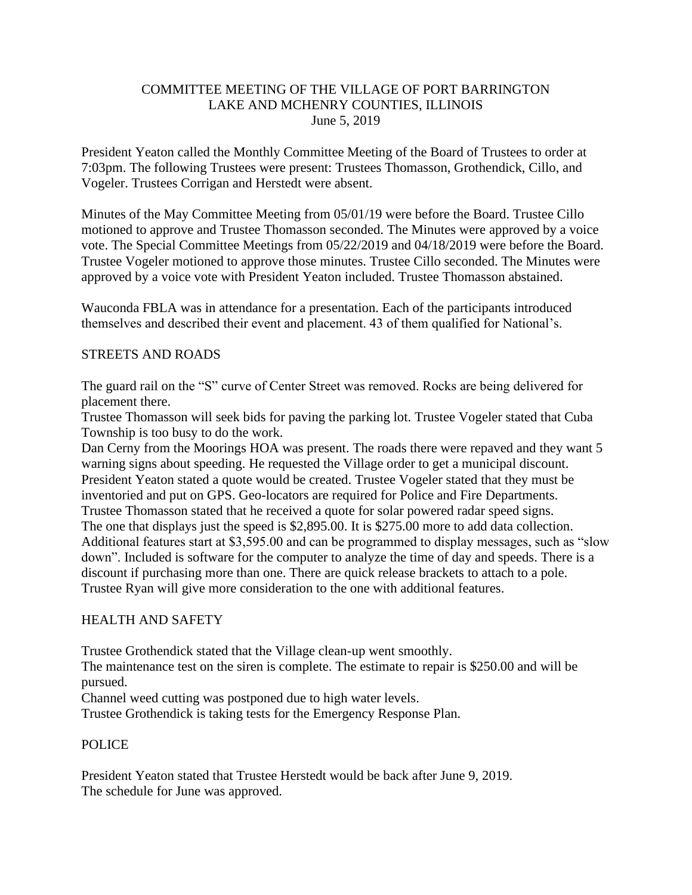# COMMITTEE MEETING OF THE VILLAGE OF PORT BARRINGTON
## LAKE AND MCHENRY COUNTIES, ILLINOIS
### June 5, 2019

President Yeaton called the Monthly Committee Meeting of the Board of Trustees to order at 7:03pm. The following Trustees were present: Trustees Thomasson, Grothendick, Cillo, and Vogeler. Trustees Corrigan and Herstedt were absent.

Minutes of the May Committee Meeting from 05/01/19 were before the Board. Trustee Cillo motioned to approve and Trustee Thomasson seconded. The Minutes were approved by a voice vote. The Special Committee Meetings from 05/22/2019 and 04/18/2019 were before the Board. Trustee Vogeler motioned to approve those minutes. Trustee Cillo seconded. The Minutes were approved by a voice vote with President Yeaton included. Trustee Thomasson abstained.

Wauconda FBLA was in attendance for a presentation. Each of the participants introduced themselves and described their event and placement. 43 of them qualified for National's.

## STREETS AND ROADS

The guard rail on the "S" curve of Center Street was removed. Rocks are being delivered for placement there.

Trustee Thomasson will seek bids for paving the parking lot. Trustee Vogeler stated that Cuba Township is too busy to do the work.

Dan Cerny from the Moorings HOA was present. The roads there were repaved and they want 5 warning signs about speeding. He requested the Village order to get a municipal discount. President Yeaton stated a quote would be created. Trustee Vogeler stated that they must be inventoried and put on GPS. Geo-locators are required for Police and Fire Departments.

Trustee Thomasson stated that he received a quote for solar powered radar speed signs. The one that displays just the speed is $2,895.00. It is $275.00 more to add data collection. Additional features start at $3,595.00 and can be programmed to display messages, such as "slow down". Included is software for the computer to analyze the time of day and speeds. There is a discount if purchasing more than one. There are quick release brackets to attach to a pole. Trustee Ryan will give more consideration to the one with additional features.

## HEALTH AND SAFETY

Trustee Grothendick stated that the Village clean-up went smoothly.

The maintenance test on the siren is complete. The estimate to repair is $250.00 and will be pursued.

Channel weed cutting was postponed due to high water levels.

Trustee Grothendick is taking tests for the Emergency Response Plan.

## POLICE

President Yeaton stated that Trustee Herstedt would be back after June 9, 2019.

The schedule for June was approved.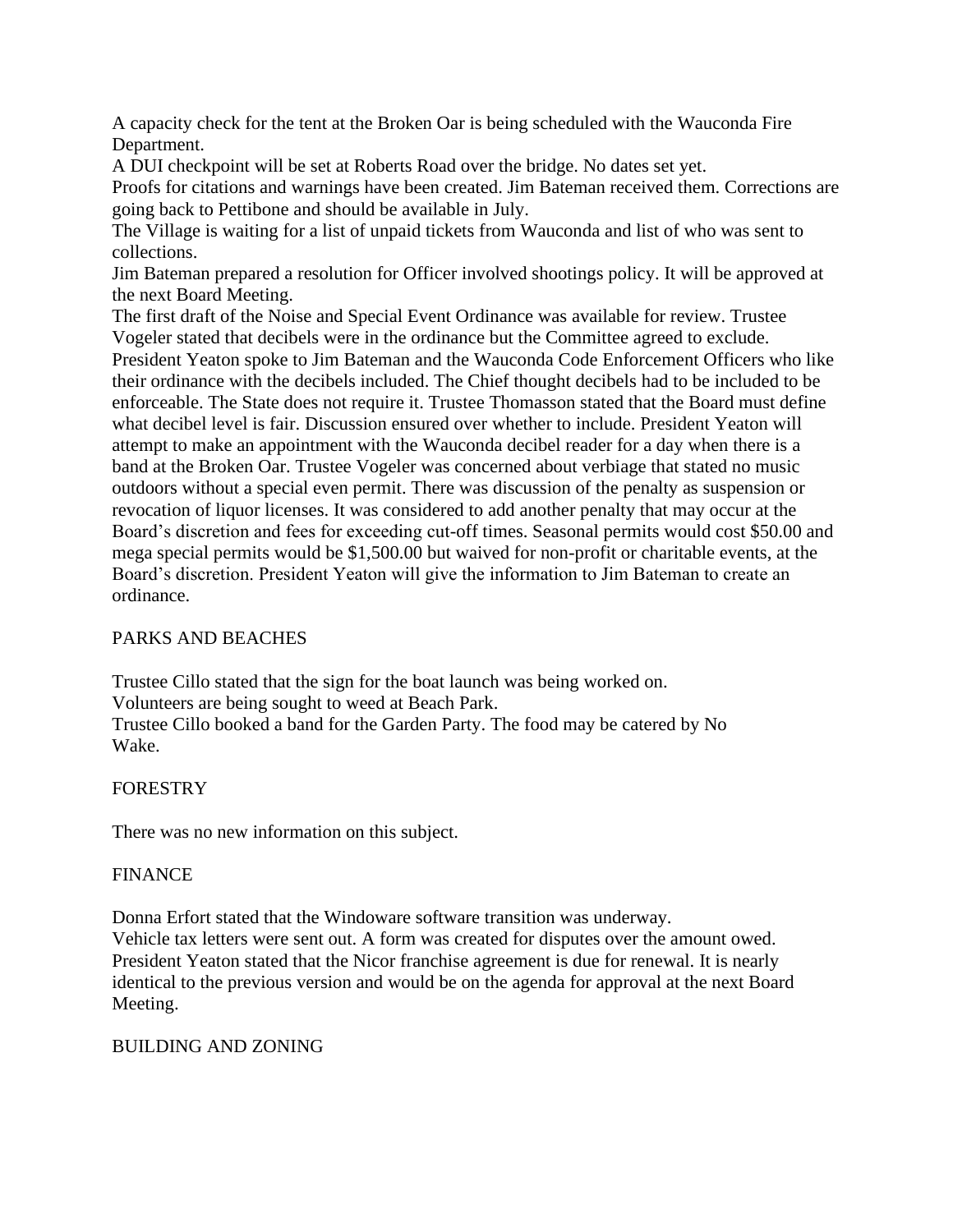A capacity check for the tent at the Broken Oar is being scheduled with the Wauconda Fire Department.
A DUI checkpoint will be set at Roberts Road over the bridge. No dates set yet.
Proofs for citations and warnings have been created. Jim Bateman received them. Corrections are going back to Pettibone and should be available in July.
The Village is waiting for a list of unpaid tickets from Wauconda and list of who was sent to collections.
Jim Bateman prepared a resolution for Officer involved shootings policy. It will be approved at the next Board Meeting.
The first draft of the Noise and Special Event Ordinance was available for review. Trustee Vogeler stated that decibels were in the ordinance but the Committee agreed to exclude. President Yeaton spoke to Jim Bateman and the Wauconda Code Enforcement Officers who like their ordinance with the decibels included. The Chief thought decibels had to be included to be enforceable. The State does not require it. Trustee Thomasson stated that the Board must define what decibel level is fair. Discussion ensured over whether to include. President Yeaton will attempt to make an appointment with the Wauconda decibel reader for a day when there is a band at the Broken Oar. Trustee Vogeler was concerned about verbiage that stated no music outdoors without a special even permit. There was discussion of the penalty as suspension or revocation of liquor licenses. It was considered to add another penalty that may occur at the Board's discretion and fees for exceeding cut-off times. Seasonal permits would cost $50.00 and mega special permits would be $1,500.00 but waived for non-profit or charitable events, at the Board's discretion. President Yeaton will give the information to Jim Bateman to create an ordinance.

PARKS AND BEACHES

Trustee Cillo stated that the sign for the boat launch was being worked on.
Volunteers are being sought to weed at Beach Park.
Trustee Cillo booked a band for the Garden Party. The food may be catered by No Wake.

FORESTRY

There was no new information on this subject.

FINANCE

Donna Erfort stated that the Windoware software transition was underway.
Vehicle tax letters were sent out. A form was created for disputes over the amount owed.
President Yeaton stated that the Nicor franchise agreement is due for renewal. It is nearly identical to the previous version and would be on the agenda for approval at the next Board Meeting.

BUILDING AND ZONING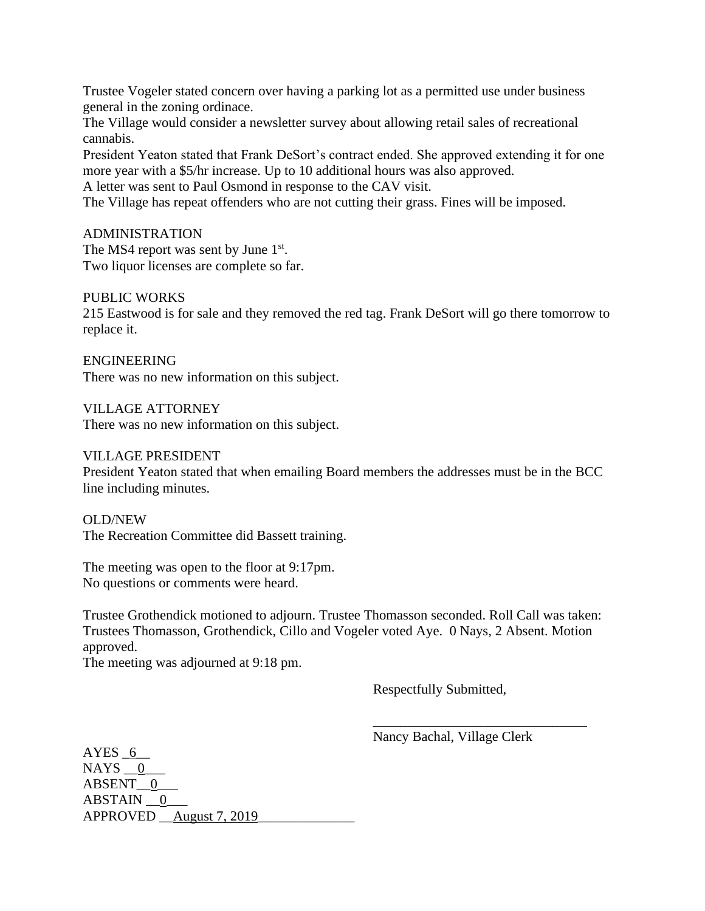Trustee Vogeler stated concern over having a parking lot as a permitted use under business general in the zoning ordinace.
The Village would consider a newsletter survey about allowing retail sales of recreational cannabis.
President Yeaton stated that Frank DeSort's contract ended. She approved extending it for one more year with a $5/hr increase. Up to 10 additional hours was also approved.
A letter was sent to Paul Osmond in response to the CAV visit.
The Village has repeat offenders who are not cutting their grass. Fines will be imposed.

ADMINISTRATION
The MS4 report was sent by June 1st.
Two liquor licenses are complete so far.

PUBLIC WORKS
215 Eastwood is for sale and they removed the red tag. Frank DeSort will go there tomorrow to replace it.

ENGINEERING
There was no new information on this subject.

VILLAGE ATTORNEY
There was no new information on this subject.

VILLAGE PRESIDENT
President Yeaton stated that when emailing Board members the addresses must be in the BCC line including minutes.

OLD/NEW
The Recreation Committee did Bassett training.

The meeting was open to the floor at 9:17pm.
No questions or comments were heard.

Trustee Grothendick motioned to adjourn. Trustee Thomasson seconded. Roll Call was taken: Trustees Thomasson, Grothendick, Cillo and Vogeler voted Aye. 0 Nays, 2 Absent. Motion approved.
The meeting was adjourned at 9:18 pm.

Respectfully Submitted,

_______________________________
Nancy Bachal, Village Clerk

AYES _6__
NAYS __0___
ABSENT__0___
ABSTAIN __0___
APPROVED __August 7, 2019______________